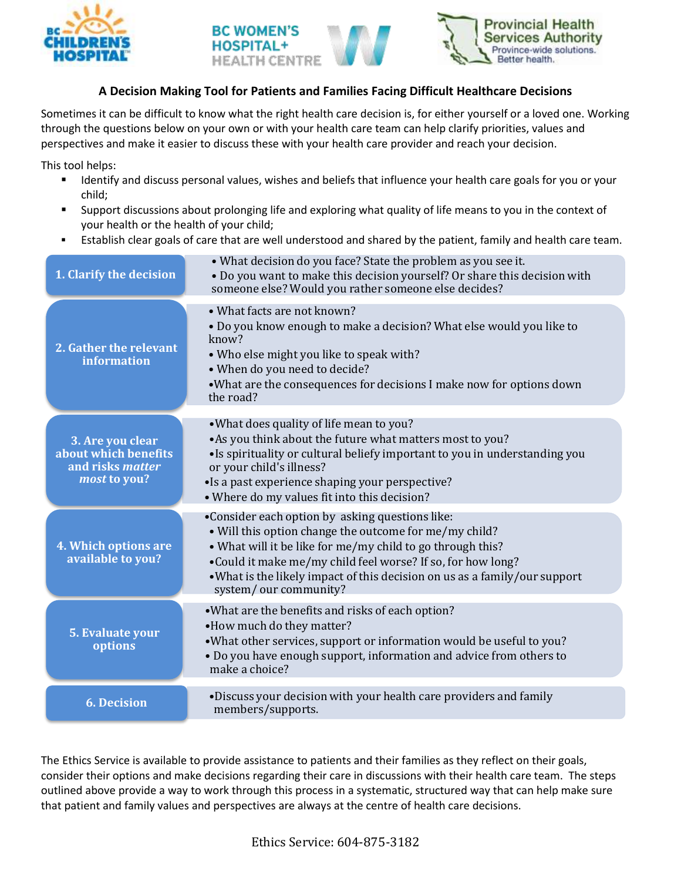# A Decision Making Tool for Patients and Families Facing Difficult Healthcare Decisions

Sometimes it can be difficult to know what the right health care decision is, for either yourself or a loved one. Working through the questions below on your own or with your health care team can help clarify priorities, values and perspectives and make it easier to discuss these with your health care provider and reach your decision.

This tool helps:

- Identify and discuss personal values, wishes and beliefs that influence your health care goals for you or your child;
- Support discussions about prolonging life and exploring what quality of life means to you in the context of your health or the health of your child;
- Establish clear goals of care that are well understood and shared by the patient, family and health care team.

| Step | Questions |
| --- | --- |
| **1. Clarify the decision** | • What decision do you face? State the problem as you see it.<br>• Do you want to make this decision yourself? Or share this decision with someone else? Would you rather someone else decides? |
| **2. Gather the relevant information** | • What facts are not known?<br>• Do you know enough to make a decision? What else would you like to know?<br>• Who else might you like to speak with?<br>• When do you need to decide?<br>• What are the consequences for decisions I make now for options down the road? |
| **3. Are you clear about which benefits and risks *matter most* to you?** | • What does quality of life mean to you?<br>• As you think about the future what matters most to you?<br>• Is spirituality or cultural beliefy important to you in understanding you or your child's illness?<br>• Is a past experience shaping your perspective?<br>• Where do my values fit into this decision? |
| **4. Which options are available to you?** | • Consider each option by asking questions like:<br>• Will this option change the outcome for me/my child?<br>• What will it be like for me/my child to go through this?<br>• Could it make me/my child feel worse? If so, for how long?<br>• What is the likely impact of this decision on us as a family/our support system/ our community? |
| **5. Evaluate your options** | • What are the benefits and risks of each option?<br>• How much do they matter?<br>• What other services, support or information would be useful to you?<br>• Do you have enough support, information and advice from others to make a choice? |
| **6. Decision** | • Discuss your decision with your health care providers and family members/supports. |

The Ethics Service is available to provide assistance to patients and their families as they reflect on their goals, consider their options and make decisions regarding their care in discussions with their health care team. The steps outlined above provide a way to work through this process in a systematic, structured way that can help make sure that patient and family values and perspectives are always at the centre of health care decisions.

Ethics Service: 604-875-3182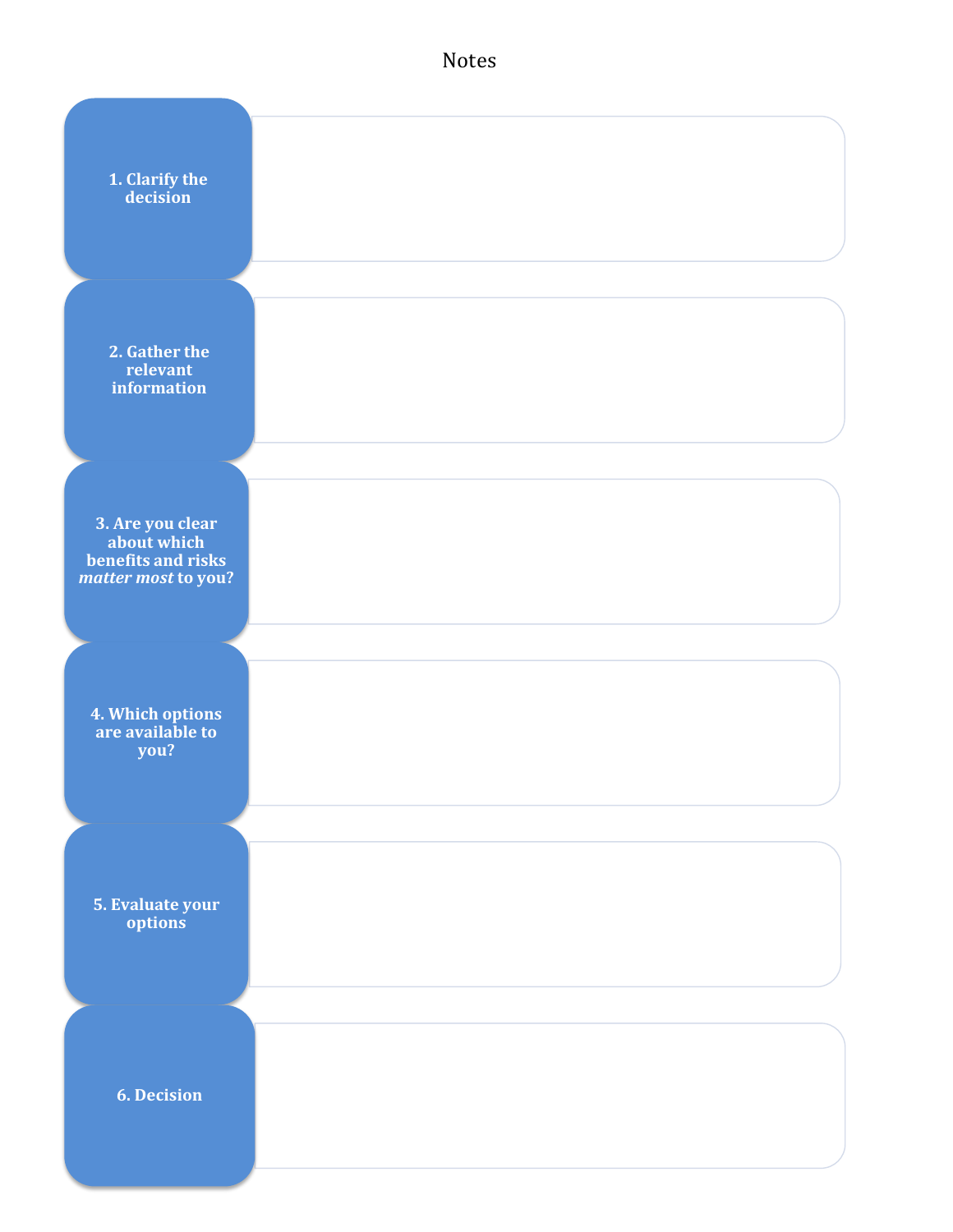# Notes

| | |
|---|---|
| **1. Clarify the decision** | |
| **2. Gather the relevant information** | |
| **3. Are you clear about which benefits and risks *matter most* to you?** | |
| **4. Which options are available to you?** | |
| **5. Evaluate your options** | |
| **6. Decision** | |